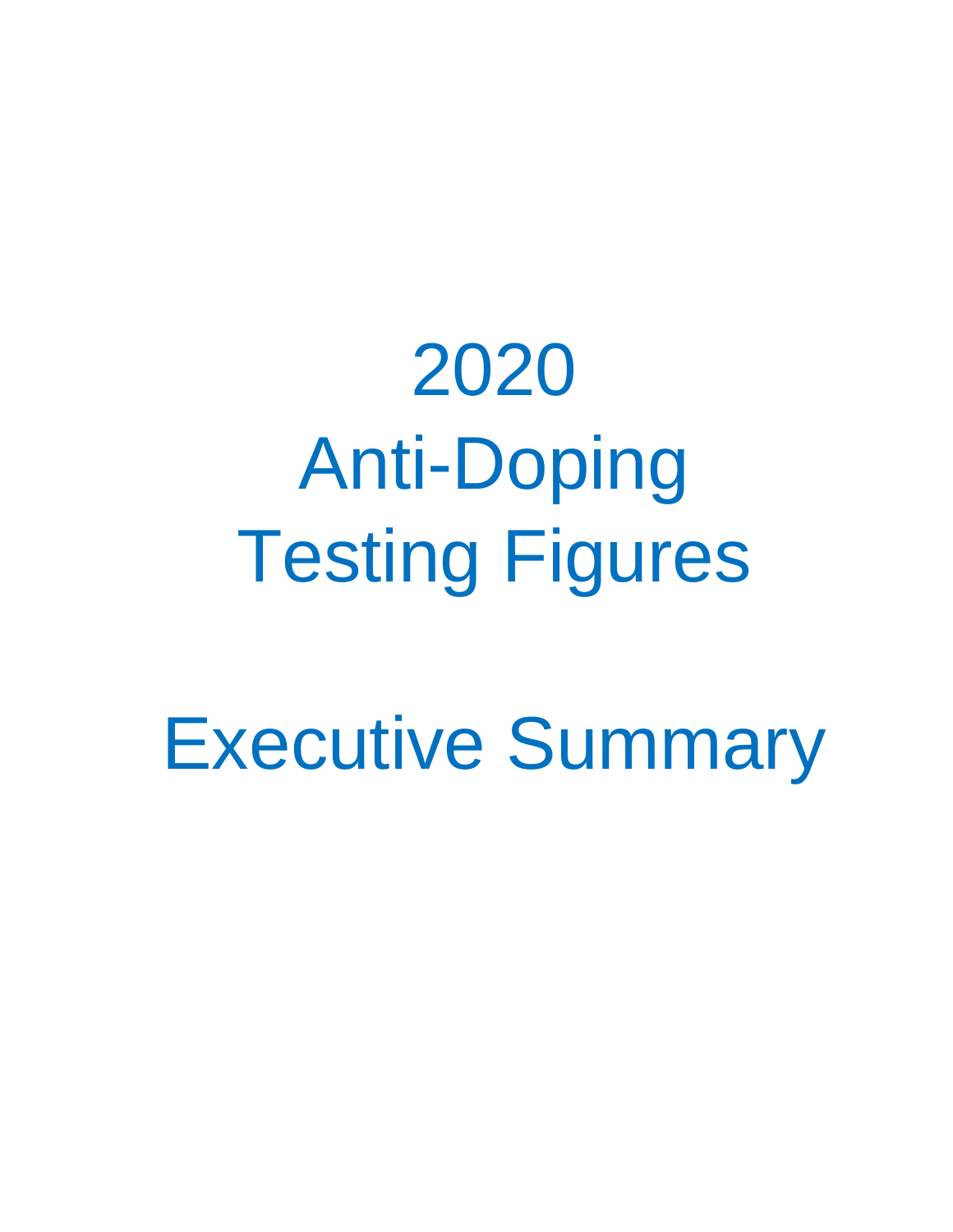# 2020 Anti-Doping Testing Figures

# Executive Summary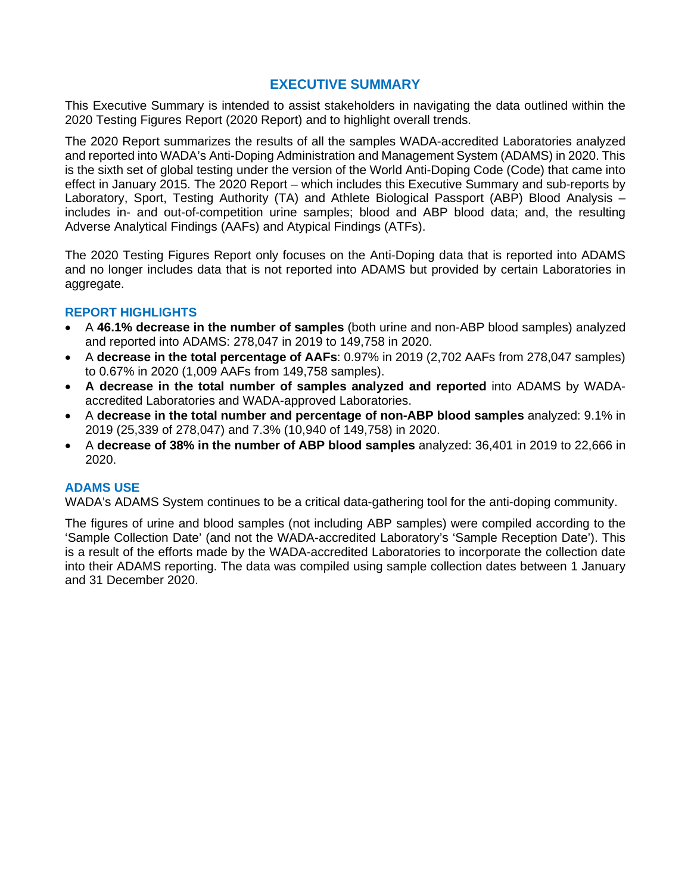# EXECUTIVE SUMMARY

This Executive Summary is intended to assist stakeholders in navigating the data outlined within the 2020 Testing Figures Report (2020 Report) and to highlight overall trends.

The 2020 Report summarizes the results of all the samples WADA-accredited Laboratories analyzed and reported into WADA's Anti-Doping Administration and Management System (ADAMS) in 2020. This is the sixth set of global testing under the version of the World Anti-Doping Code (Code) that came into effect in January 2015. The 2020 Report – which includes this Executive Summary and sub-reports by Laboratory, Sport, Testing Authority (TA) and Athlete Biological Passport (ABP) Blood Analysis – includes in- and out-of-competition urine samples; blood and ABP blood data; and, the resulting Adverse Analytical Findings (AAFs) and Atypical Findings (ATFs).

The 2020 Testing Figures Report only focuses on the Anti-Doping data that is reported into ADAMS and no longer includes data that is not reported into ADAMS but provided by certain Laboratories in aggregate.

## REPORT HIGHLIGHTS

- A **46.1% decrease in the number of samples** (both urine and non-ABP blood samples) analyzed and reported into ADAMS: 278,047 in 2019 to 149,758 in 2020.
- A **decrease in the total percentage of AAFs**: 0.97% in 2019 (2,702 AAFs from 278,047 samples) to 0.67% in 2020 (1,009 AAFs from 149,758 samples).
- **A decrease in the total number of samples analyzed and reported** into ADAMS by WADA-accredited Laboratories and WADA-approved Laboratories.
- A **decrease in the total number and percentage of non-ABP blood samples** analyzed: 9.1% in 2019 (25,339 of 278,047) and 7.3% (10,940 of 149,758) in 2020.
- A **decrease of 38% in the number of ABP blood samples** analyzed: 36,401 in 2019 to 22,666 in 2020.

## ADAMS USE

WADA's ADAMS System continues to be a critical data-gathering tool for the anti-doping community.

The figures of urine and blood samples (not including ABP samples) were compiled according to the 'Sample Collection Date' (and not the WADA-accredited Laboratory's 'Sample Reception Date'). This is a result of the efforts made by the WADA-accredited Laboratories to incorporate the collection date into their ADAMS reporting. The data was compiled using sample collection dates between 1 January and 31 December 2020.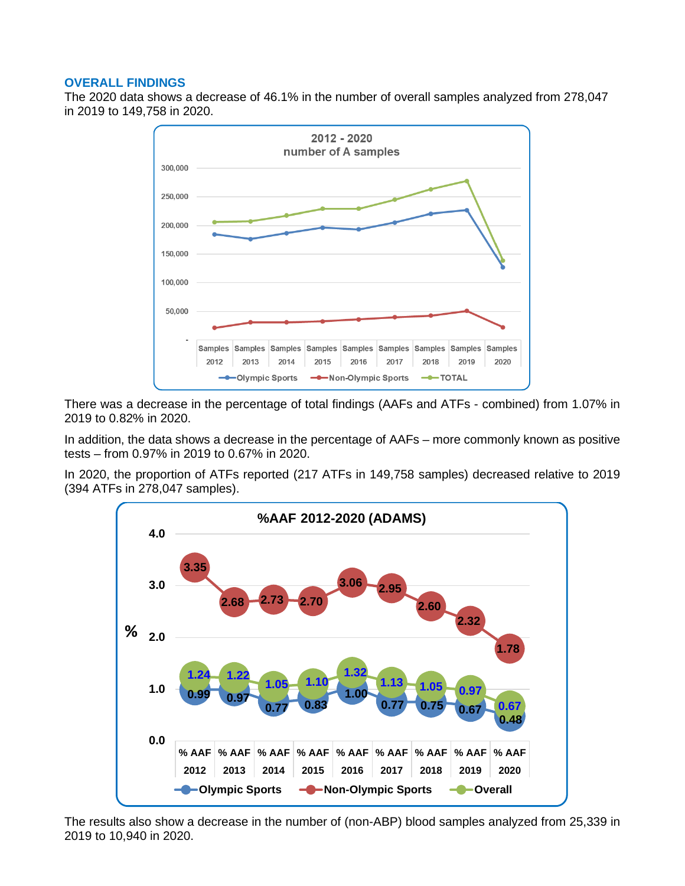## OVERALL FINDINGS

The 2020 data shows a decrease of 46.1% in the number of overall samples analyzed from 278,047 in 2019 to 149,758 in 2020.

**2012 - 2020 number of A samples**

There was a decrease in the percentage of total findings (AAFs and ATFs - combined) from 1.07% in 2019 to 0.82% in 2020.

In addition, the data shows a decrease in the percentage of AAFs – more commonly known as positive tests – from 0.97% in 2019 to 0.67% in 2020.

In 2020, the proportion of ATFs reported (217 ATFs in 149,758 samples) decreased relative to 2019 (394 ATFs in 278,047 samples).

**%AAF 2012-2020 (ADAMS)**

| | % AAF 2012 | % AAF 2013 | % AAF 2014 | % AAF 2015 | % AAF 2016 | % AAF 2017 | % AAF 2018 | % AAF 2019 | % AAF 2020 |
|---|---|---|---|---|---|---|---|---|---|
| Olympic Sports | 0.99 | 0.97 | 0.77 | 0.83 | 1.00 | 0.77 | 0.75 | 0.67 | 0.48 |
| Non-Olympic Sports | 3.35 | 2.68 | 2.73 | 2.70 | 3.06 | 2.95 | 2.60 | 2.32 | 1.78 |
| Overall | 1.24 | 1.22 | 1.05 | 1.10 | 1.32 | 1.13 | 1.05 | 0.97 | 0.67 |

The results also show a decrease in the number of (non-ABP) blood samples analyzed from 25,339 in 2019 to 10,940 in 2020.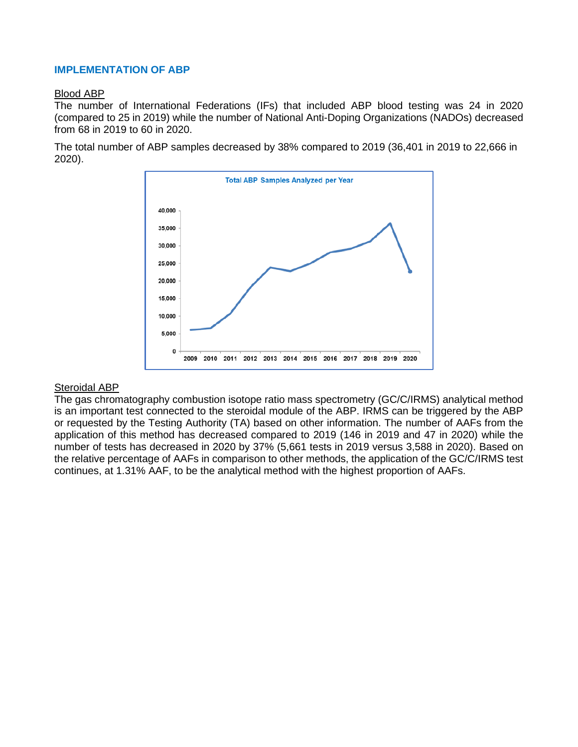## IMPLEMENTATION OF ABP

Blood ABP

The number of International Federations (IFs) that included ABP blood testing was 24 in 2020 (compared to 25 in 2019) while the number of National Anti-Doping Organizations (NADOs) decreased from 68 in 2019 to 60 in 2020.

The total number of ABP samples decreased by 38% compared to 2019 (36,401 in 2019 to 22,666 in 2020).

Steroidal ABP

The gas chromatography combustion isotope ratio mass spectrometry (GC/C/IRMS) analytical method is an important test connected to the steroidal module of the ABP. IRMS can be triggered by the ABP or requested by the Testing Authority (TA) based on other information. The number of AAFs from the application of this method has decreased compared to 2019 (146 in 2019 and 47 in 2020) while the number of tests has decreased in 2020 by 37% (5,661 tests in 2019 versus 3,588 in 2020). Based on the relative percentage of AAFs in comparison to other methods, the application of the GC/C/IRMS test continues, at 1.31% AAF, to be the analytical method with the highest proportion of AAFs.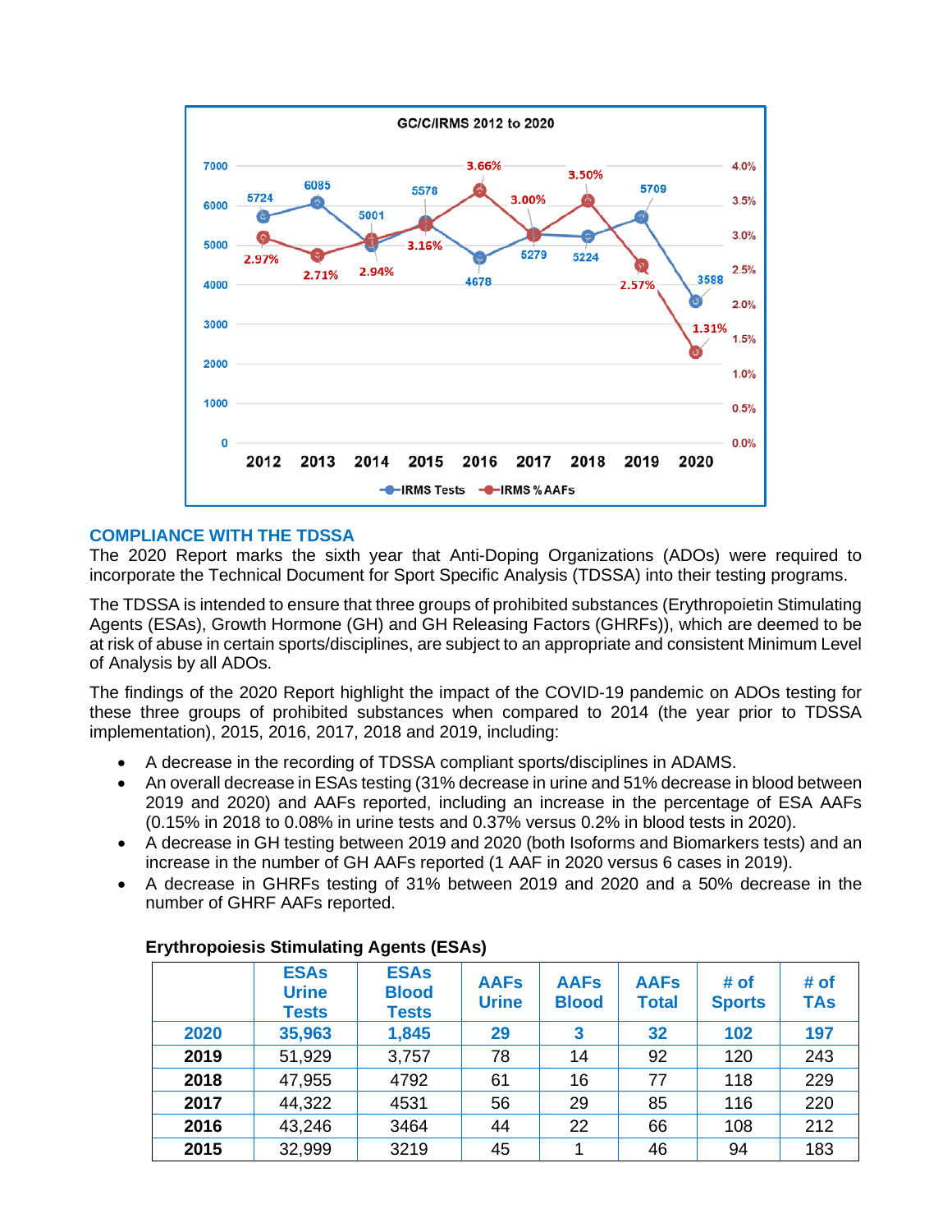## COMPLIANCE WITH THE TDSSA

The 2020 Report marks the sixth year that Anti-Doping Organizations (ADOs) were required to incorporate the Technical Document for Sport Specific Analysis (TDSSA) into their testing programs.

The TDSSA is intended to ensure that three groups of prohibited substances (Erythropoietin Stimulating Agents (ESAs), Growth Hormone (GH) and GH Releasing Factors (GHRFs)), which are deemed to be at risk of abuse in certain sports/disciplines, are subject to an appropriate and consistent Minimum Level of Analysis by all ADOs.

The findings of the 2020 Report highlight the impact of the COVID-19 pandemic on ADOs testing for these three groups of prohibited substances when compared to 2014 (the year prior to TDSSA implementation), 2015, 2016, 2017, 2018 and 2019, including:

- A decrease in the recording of TDSSA compliant sports/disciplines in ADAMS.
- An overall decrease in ESAs testing (31% decrease in urine and 51% decrease in blood between 2019 and 2020) and AAFs reported, including an increase in the percentage of ESA AAFs (0.15% in 2018 to 0.08% in urine tests and 0.37% versus 0.2% in blood tests in 2020).
- A decrease in GH testing between 2019 and 2020 (both Isoforms and Biomarkers tests) and an increase in the number of GH AAFs reported (1 AAF in 2020 versus 6 cases in 2019).
- A decrease in GHRFs testing of 31% between 2019 and 2020 and a 50% decrease in the number of GHRF AAFs reported.

**Erythropoiesis Stimulating Agents (ESAs)**

| | ESAs Urine Tests | ESAs Blood Tests | AAFs Urine | AAFs Blood | AAFs Total | # of Sports | # of TAs |
|---|---|---|---|---|---|---|---|
| **2020** | **35,963** | **1,845** | **29** | **3** | **32** | **102** | **197** |
| **2019** | 51,929 | 3,757 | 78 | 14 | 92 | 120 | 243 |
| **2018** | 47,955 | 4792 | 61 | 16 | 77 | 118 | 229 |
| **2017** | 44,322 | 4531 | 56 | 29 | 85 | 116 | 220 |
| **2016** | 43,246 | 3464 | 44 | 22 | 66 | 108 | 212 |
| **2015** | 32,999 | 3219 | 45 | 1 | 46 | 94 | 183 |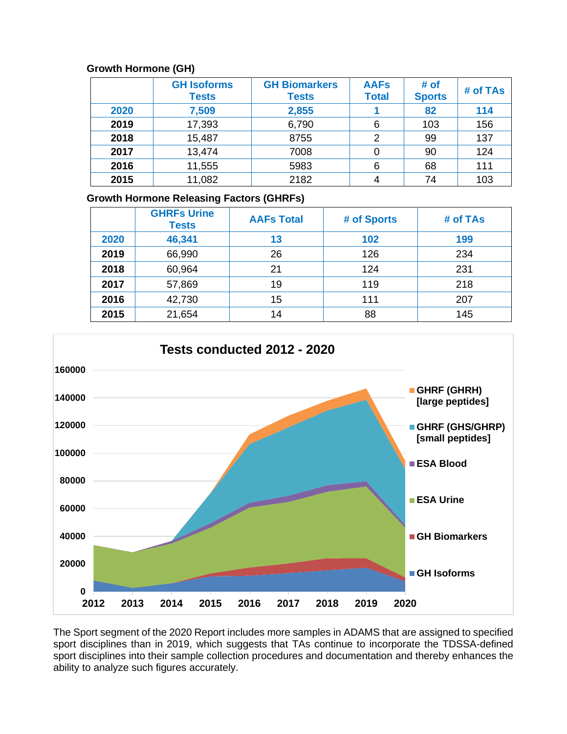**Growth Hormone (GH)**

| | GH Isoforms Tests | GH Biomarkers Tests | AAFs Total | # of Sports | # of TAs |
|---|---|---|---|---|---|
| **2020** | **7,509** | **2,855** | **1** | **82** | **114** |
| **2019** | 17,393 | 6,790 | 6 | 103 | 156 |
| **2018** | 15,487 | 8755 | 2 | 99 | 137 |
| **2017** | 13,474 | 7008 | 0 | 90 | 124 |
| **2016** | 11,555 | 5983 | 6 | 68 | 111 |
| **2015** | 11,082 | 2182 | 4 | 74 | 103 |

**Growth Hormone Releasing Factors (GHRFs)**

| | GHRFs Urine Tests | AAFs Total | # of Sports | # of TAs |
|---|---|---|---|---|
| **2020** | **46,341** | **13** | **102** | **199** |
| **2019** | 66,990 | 26 | 126 | 234 |
| **2018** | 60,964 | 21 | 124 | 231 |
| **2017** | 57,869 | 19 | 119 | 218 |
| **2016** | 42,730 | 15 | 111 | 207 |
| **2015** | 21,654 | 14 | 88 | 145 |

The Sport segment of the 2020 Report includes more samples in ADAMS that are assigned to specified sport disciplines than in 2019, which suggests that TAs continue to incorporate the TDSSA-defined sport disciplines into their sample collection procedures and documentation and thereby enhances the ability to analyze such figures accurately.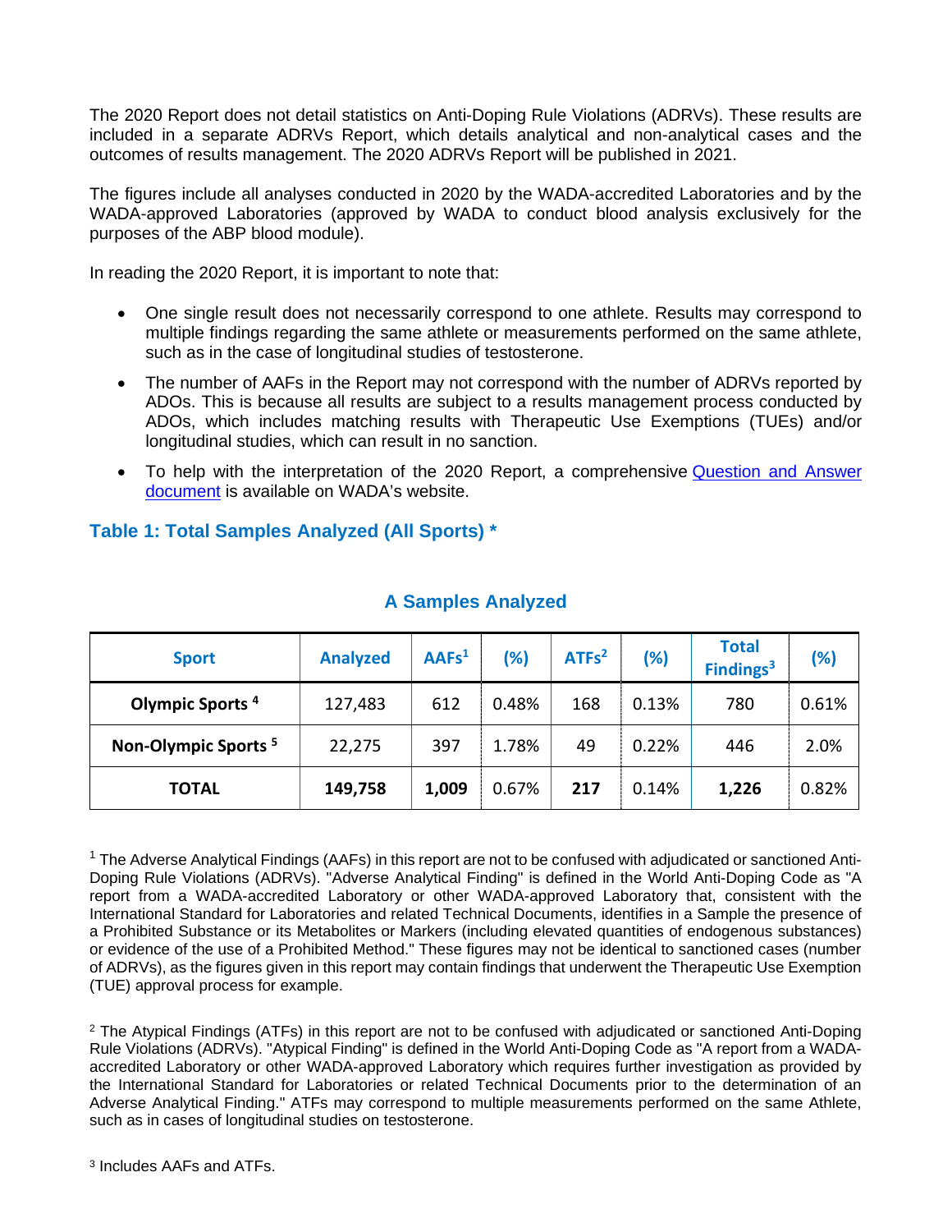The 2020 Report does not detail statistics on Anti-Doping Rule Violations (ADRVs). These results are included in a separate ADRVs Report, which details analytical and non-analytical cases and the outcomes of results management. The 2020 ADRVs Report will be published in 2021.

The figures include all analyses conducted in 2020 by the WADA-accredited Laboratories and by the WADA-approved Laboratories (approved by WADA to conduct blood analysis exclusively for the purposes of the ABP blood module).

In reading the 2020 Report, it is important to note that:

- One single result does not necessarily correspond to one athlete. Results may correspond to multiple findings regarding the same athlete or measurements performed on the same athlete, such as in the case of longitudinal studies of testosterone.
- The number of AAFs in the Report may not correspond with the number of ADRVs reported by ADOs. This is because all results are subject to a results management process conducted by ADOs, which includes matching results with Therapeutic Use Exemptions (TUEs) and/or longitudinal studies, which can result in no sanction.
- To help with the interpretation of the 2020 Report, a comprehensive Question and Answer document is available on WADA's website.

## Table 1: Total Samples Analyzed (All Sports) *

### A Samples Analyzed

| Sport | Analyzed | AAFs[1] | (%) | ATFs[2] | (%) | Total Findings[3] | (%) |
|---|---|---|---|---|---|---|---|
| **Olympic Sports [4]** | 127,483 | 612 | 0.48% | 168 | 0.13% | 780 | 0.61% |
| **Non-Olympic Sports [5]** | 22,275 | 397 | 1.78% | 49 | 0.22% | 446 | 2.0% |
| **TOTAL** | **149,758** | **1,009** | 0.67% | **217** | 0.14% | **1,226** | 0.82% |

[1] The Adverse Analytical Findings (AAFs) in this report are not to be confused with adjudicated or sanctioned Anti-Doping Rule Violations (ADRVs). "Adverse Analytical Finding" is defined in the World Anti-Doping Code as "A report from a WADA-accredited Laboratory or other WADA-approved Laboratory that, consistent with the International Standard for Laboratories and related Technical Documents, identifies in a Sample the presence of a Prohibited Substance or its Metabolites or Markers (including elevated quantities of endogenous substances) or evidence of the use of a Prohibited Method." These figures may not be identical to sanctioned cases (number of ADRVs), as the figures given in this report may contain findings that underwent the Therapeutic Use Exemption (TUE) approval process for example.

[2] The Atypical Findings (ATFs) in this report are not to be confused with adjudicated or sanctioned Anti-Doping Rule Violations (ADRVs). "Atypical Finding" is defined in the World Anti-Doping Code as "A report from a WADA-accredited Laboratory or other WADA-approved Laboratory which requires further investigation as provided by the International Standard for Laboratories or related Technical Documents prior to the determination of an Adverse Analytical Finding." ATFs may correspond to multiple measurements performed on the same Athlete, such as in cases of longitudinal studies on testosterone.

[3] Includes AAFs and ATFs.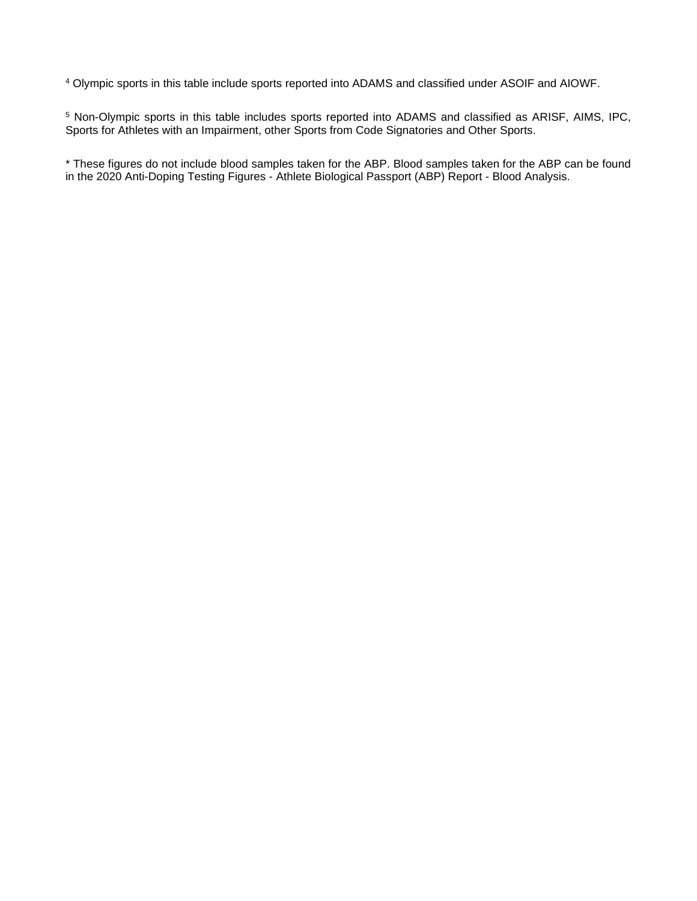[4] Olympic sports in this table include sports reported into ADAMS and classified under ASOIF and AIOWF.

[5] Non-Olympic sports in this table includes sports reported into ADAMS and classified as ARISF, AIMS, IPC, Sports for Athletes with an Impairment, other Sports from Code Signatories and Other Sports.

* These figures do not include blood samples taken for the ABP. Blood samples taken for the ABP can be found in the 2020 Anti-Doping Testing Figures - Athlete Biological Passport (ABP) Report - Blood Analysis.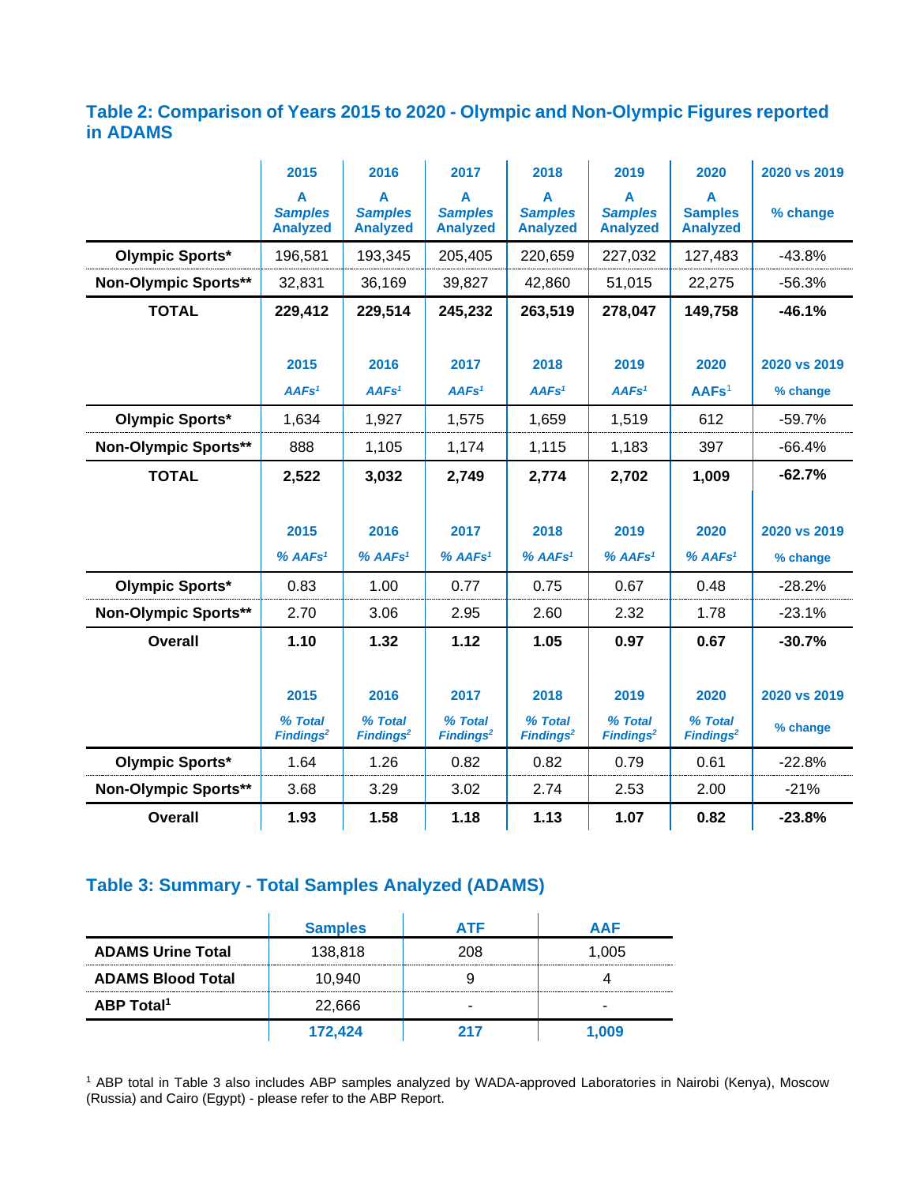### Table 2: Comparison of Years 2015 to 2020 - Olympic and Non-Olympic Figures reported in ADAMS

| | 2015 A Samples Analyzed | 2016 A Samples Analyzed | 2017 A Samples Analyzed | 2018 A Samples Analyzed | 2019 A Samples Analyzed | 2020 A Samples Analyzed | 2020 vs 2019 % change |
|---|---|---|---|---|---|---|---|
| Olympic Sports* | 196,581 | 193,345 | 205,405 | 220,659 | 227,032 | 127,483 | -43.8% |
| Non-Olympic Sports** | 32,831 | 36,169 | 39,827 | 42,860 | 51,015 | 22,275 | -56.3% |
| **TOTAL** | **229,412** | **229,514** | **245,232** | **263,519** | **278,047** | **149,758** | **-46.1%** |
| | **2015 AAFs[1]** | **2016 AAFs[1]** | **2017 AAFs[1]** | **2018 AAFs[1]** | **2019 AAFs[1]** | **2020 AAFs[1]** | **2020 vs 2019 % change** |
| Olympic Sports* | 1,634 | 1,927 | 1,575 | 1,659 | 1,519 | 612 | -59.7% |
| Non-Olympic Sports** | 888 | 1,105 | 1,174 | 1,115 | 1,183 | 397 | -66.4% |
| **TOTAL** | **2,522** | **3,032** | **2,749** | **2,774** | **2,702** | **1,009** | **-62.7%** |
| | **2015 % AAFs[1]** | **2016 % AAFs[1]** | **2017 % AAFs[1]** | **2018 % AAFs[1]** | **2019 % AAFs[1]** | **2020 % AAFs[1]** | **2020 vs 2019 % change** |
| Olympic Sports* | 0.83 | 1.00 | 0.77 | 0.75 | 0.67 | 0.48 | -28.2% |
| Non-Olympic Sports** | 2.70 | 3.06 | 2.95 | 2.60 | 2.32 | 1.78 | -23.1% |
| **Overall** | **1.10** | **1.32** | **1.12** | **1.05** | **0.97** | **0.67** | **-30.7%** |
| | **2015 % Total Findings[2]** | **2016 % Total Findings[2]** | **2017 % Total Findings[2]** | **2018 % Total Findings[2]** | **2019 % Total Findings[2]** | **2020 % Total Findings[2]** | **2020 vs 2019 % change** |
| Olympic Sports* | 1.64 | 1.26 | 0.82 | 0.82 | 0.79 | 0.61 | -22.8% |
| Non-Olympic Sports** | 3.68 | 3.29 | 3.02 | 2.74 | 2.53 | 2.00 | -21% |
| **Overall** | **1.93** | **1.58** | **1.18** | **1.13** | **1.07** | **0.82** | **-23.8%** |

### Table 3: Summary - Total Samples Analyzed (ADAMS)

| | Samples | ATF | AAF |
|---|---|---|---|
| **ADAMS Urine Total** | 138,818 | 208 | 1,005 |
| **ADAMS Blood Total** | 10,940 | 9 | 4 |
| **ABP Total[1]** | 22,666 | - | - |
| | **172,424** | **217** | **1,009** |

[1] ABP total in Table 3 also includes ABP samples analyzed by WADA-approved Laboratories in Nairobi (Kenya), Moscow (Russia) and Cairo (Egypt) - please refer to the ABP Report.